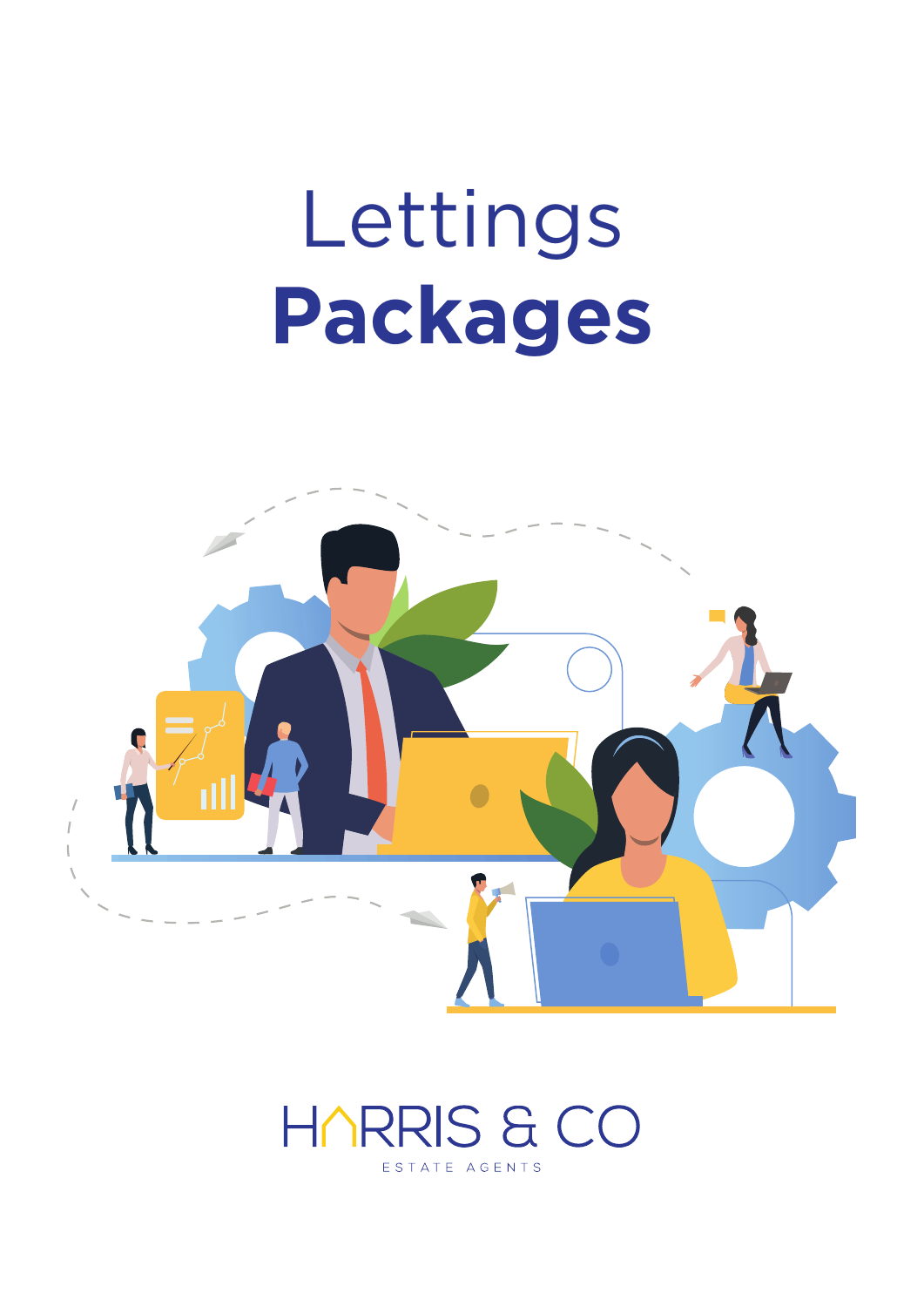# Lettings **Packages**

HARRIS & CO

ESTATE AGENTS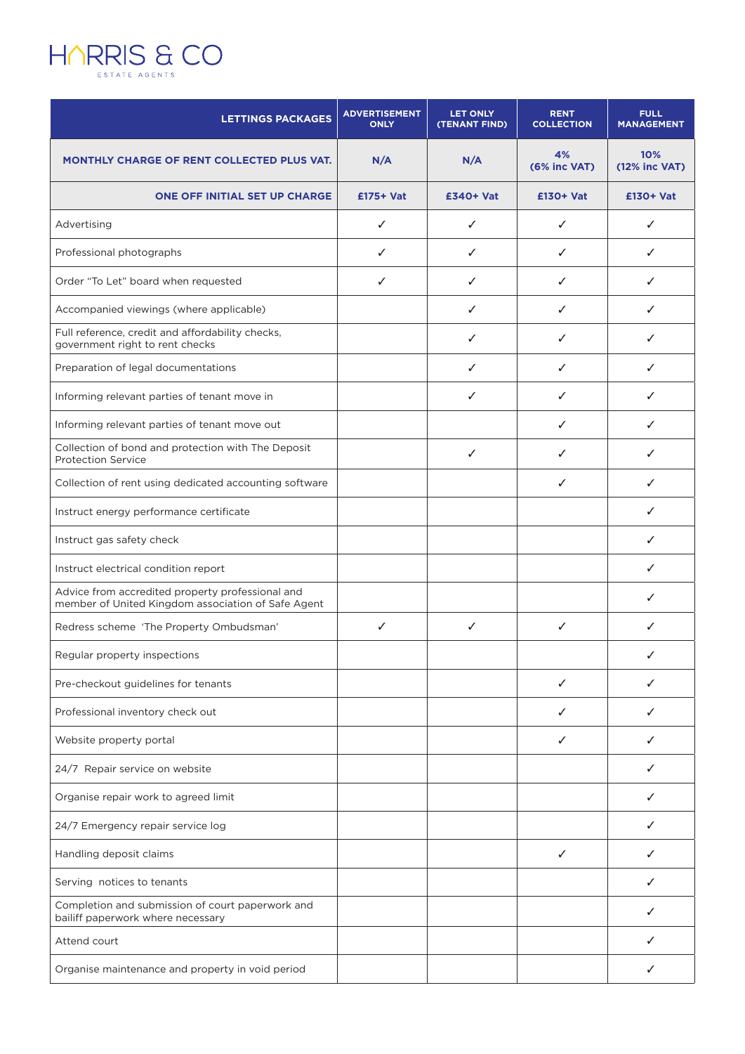# HARRIS & CO

ESTATE AGENTS

| LETTINGS PACKAGES | ADVERTISEMENT ONLY | LET ONLY (TENANT FIND) | RENT COLLECTION | FULL MANAGEMENT |
|---|---|---|---|---|
| **MONTHLY CHARGE OF RENT COLLECTED PLUS VAT.** | **N/A** | **N/A** | **4% (6% inc VAT)** | **10% (12% inc VAT)** |
| **ONE OFF INITIAL SET UP CHARGE** | **£175+ Vat** | **£340+ Vat** | **£130+ Vat** | **£130+ Vat** |
| Advertising | ✓ | ✓ | ✓ | ✓ |
| Professional photographs | ✓ | ✓ | ✓ | ✓ |
| Order "To Let" board when requested | ✓ | ✓ | ✓ | ✓ |
| Accompanied viewings (where applicable) | | ✓ | ✓ | ✓ |
| Full reference, credit and affordability checks, government right to rent checks | | ✓ | ✓ | ✓ |
| Preparation of legal documentations | | ✓ | ✓ | ✓ |
| Informing relevant parties of tenant move in | | ✓ | ✓ | ✓ |
| Informing relevant parties of tenant move out | | | ✓ | ✓ |
| Collection of bond and protection with The Deposit Protection Service | | ✓ | ✓ | ✓ |
| Collection of rent using dedicated accounting software | | | ✓ | ✓ |
| Instruct energy performance certificate | | | | ✓ |
| Instruct gas safety check | | | | ✓ |
| Instruct electrical condition report | | | | ✓ |
| Advice from accredited property professional and member of United Kingdom association of Safe Agent | | | | ✓ |
| Redress scheme 'The Property Ombudsman' | ✓ | ✓ | ✓ | ✓ |
| Regular property inspections | | | | ✓ |
| Pre-checkout guidelines for tenants | | | ✓ | ✓ |
| Professional inventory check out | | | ✓ | ✓ |
| Website property portal | | | ✓ | ✓ |
| 24/7 Repair service on website | | | | ✓ |
| Organise repair work to agreed limit | | | | ✓ |
| 24/7 Emergency repair service log | | | | ✓ |
| Handling deposit claims | | | ✓ | ✓ |
| Serving notices to tenants | | | | ✓ |
| Completion and submission of court paperwork and bailiff paperwork where necessary | | | | ✓ |
| Attend court | | | | ✓ |
| Organise maintenance and property in void period | | | | ✓ |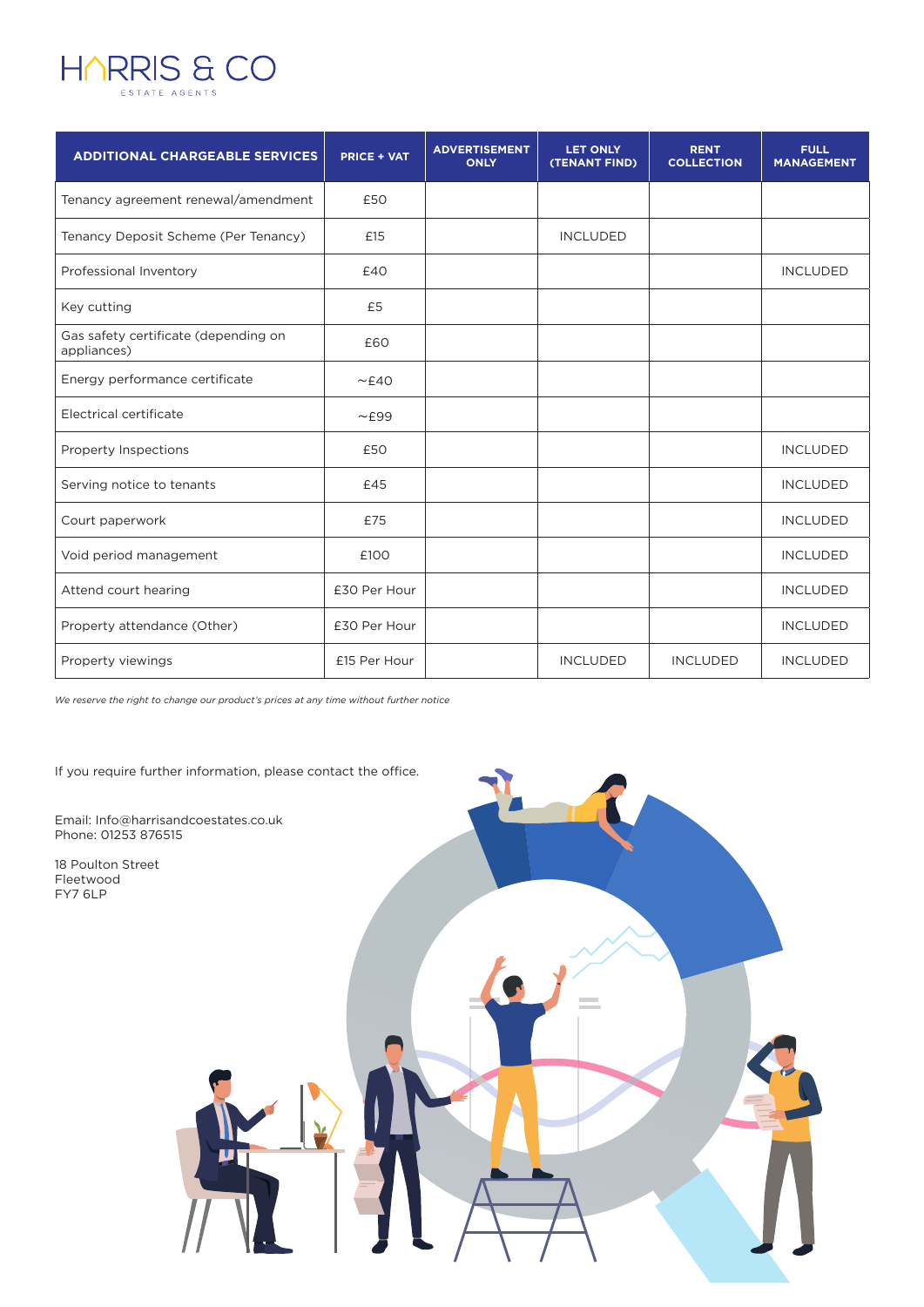# HARRIS & CO
ESTATE AGENTS

| ADDITIONAL CHARGEABLE SERVICES | PRICE + VAT | ADVERTISEMENT ONLY | LET ONLY (TENANT FIND) | RENT COLLECTION | FULL MANAGEMENT |
|---|---|---|---|---|---|
| Tenancy agreement renewal/amendment | £50 | | | | |
| Tenancy Deposit Scheme (Per Tenancy) | £15 | | INCLUDED | | |
| Professional Inventory | £40 | | | | INCLUDED |
| Key cutting | £5 | | | | |
| Gas safety certificate (depending on appliances) | £60 | | | | |
| Energy performance certificate | ~£40 | | | | |
| Electrical certificate | ~£99 | | | | |
| Property Inspections | £50 | | | | INCLUDED |
| Serving notice to tenants | £45 | | | | INCLUDED |
| Court paperwork | £75 | | | | INCLUDED |
| Void period management | £100 | | | | INCLUDED |
| Attend court hearing | £30 Per Hour | | | | INCLUDED |
| Property attendance (Other) | £30 Per Hour | | | | INCLUDED |
| Property viewings | £15 Per Hour | | INCLUDED | INCLUDED | INCLUDED |

*We reserve the right to change our product's prices at any time without further notice*

If you require further information, please contact the office.

Email: Info@harrisandcoestates.co.uk
Phone: 01253 876515

18 Poulton Street
Fleetwood
FY7 6LP